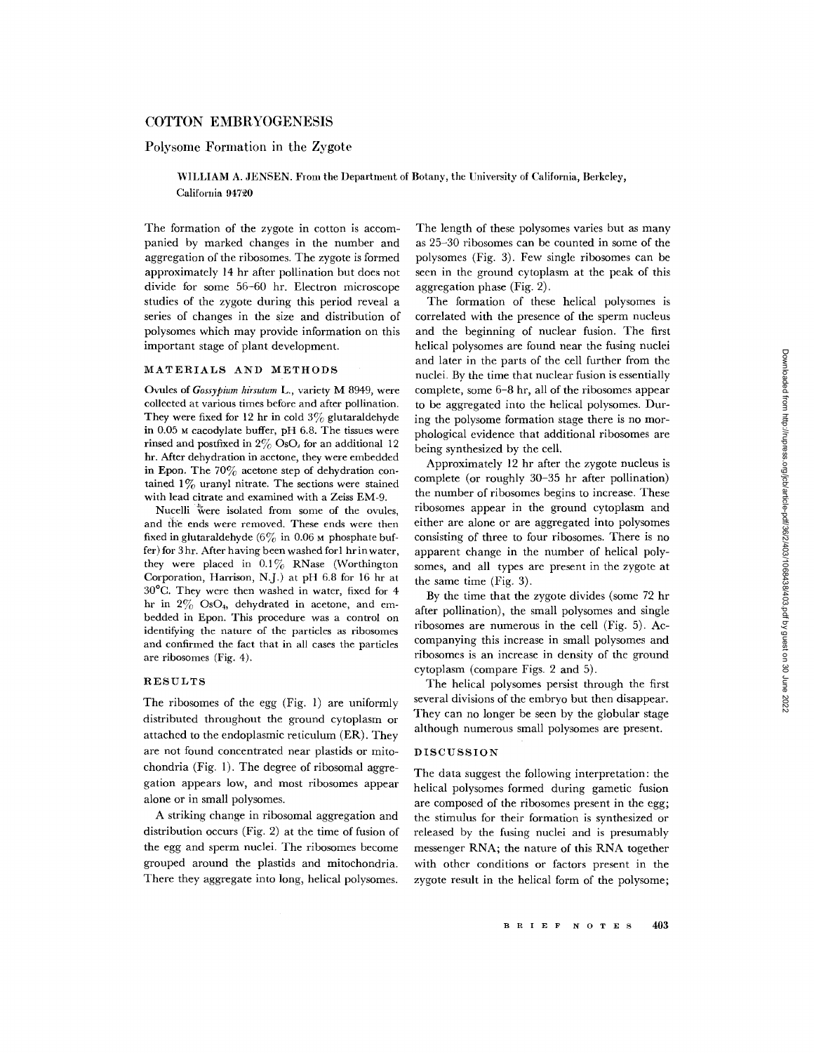# COTTON EMBRYOGENESIS

## Polysome Formation in the Zygote

WILLIAM A. JENSEN. From the Department of Botany, the University of California, Berkeley, California 94720

The formation of the zygote in cotton is accompanied by marked changes in the number and aggregation of the ribosomes. The zygote is formed approximately 14 hr after pollination but does not divide for some 56–60 hr. Electron microscope studies of the zygote during this period reveal a series of changes in the size and distribution of polysomes which may provide information on this important stage of plant development.

### MATERIALS AND METHODS

Ovules of *Gossypium hirsutum* L., variety M 8949, were collected at various times before and after pollination. They were fixed for 12 hr in cold 3% glutaraldehyde in 0.05 M cacodylate buffer, pH 6.8. The tissues were rinsed and postfixed in 2% $OsO_4$ for an additional 12 hr. After dehydration in acetone, they were embedded in Epon. The 70% acetone step of dehydration contained 1% uranyl nitrate. The sections were stained with lead citrate and examined with a Zeiss EM-9.

Nucelli were isolated from some of the ovules, and the ends were removed. These ends were then fixed in glutaraldehyde (6% in 0.06 M phosphate buffer) for 3 hr. After having been washed for 1 hr in water, they were placed in 0.1% RNase (Worthington Corporation, Harrison, N.J.) at pH 6.8 for 16 hr at 30°C. They were then washed in water, fixed for 4 hr in 2% $OsO_4$, dehydrated in acetone, and embedded in Epon. This procedure was a control on identifying the nature of the particles as ribosomes and confirmed the fact that in all cases the particles are ribosomes (Fig. 4).

### RESULTS

The ribosomes of the egg (Fig. 1) are uniformly distributed throughout the ground cytoplasm or attached to the endoplasmic reticulum (ER). They are not found concentrated near plastids or mitochondria (Fig. 1). The degree of ribosomal aggregation appears low, and most ribosomes appear alone or in small polysomes.

A striking change in ribosomal aggregation and distribution occurs (Fig. 2) at the time of fusion of the egg and sperm nuclei. The ribosomes become grouped around the plastids and mitochondria. There they aggregate into long, helical polysomes. The length of these polysomes varies but as many as 25–30 ribosomes can be counted in some of the polysomes (Fig. 3). Few single ribosomes can be seen in the ground cytoplasm at the peak of this aggregation phase (Fig. 2).

The formation of these helical polysomes is correlated with the presence of the sperm nucleus and the beginning of nuclear fusion. The first helical polysomes are found near the fusing nuclei and later in the parts of the cell further from the nuclei. By the time that nuclear fusion is essentially complete, some 6–8 hr, all of the ribosomes appear to be aggregated into the helical polysomes. During the polysome formation stage there is no morphological evidence that additional ribosomes are being synthesized by the cell.

Approximately 12 hr after the zygote nucleus is complete (or roughly 30–35 hr after pollination) the number of ribosomes begins to increase. These ribosomes appear in the ground cytoplasm and either are alone or are aggregated into polysomes consisting of three to four ribosomes. There is no apparent change in the number of helical polysomes, and all types are present in the zygote at the same time (Fig. 3).

By the time that the zygote divides (some 72 hr after pollination), the small polysomes and single ribosomes are numerous in the cell (Fig. 5). Accompanying this increase in small polysomes and ribosomes is an increase in density of the ground cytoplasm (compare Figs. 2 and 5).

The helical polysomes persist through the first several divisions of the embryo but then disappear. They can no longer be seen by the globular stage although numerous small polysomes are present.

### DISCUSSION

The data suggest the following interpretation: the helical polysomes formed during gametic fusion are composed of the ribosomes present in the egg; the stimulus for their formation is synthesized or released by the fusing nuclei and is presumably messenger RNA; the nature of this RNA together with other conditions or factors present in the zygote result in the helical form of the polysome;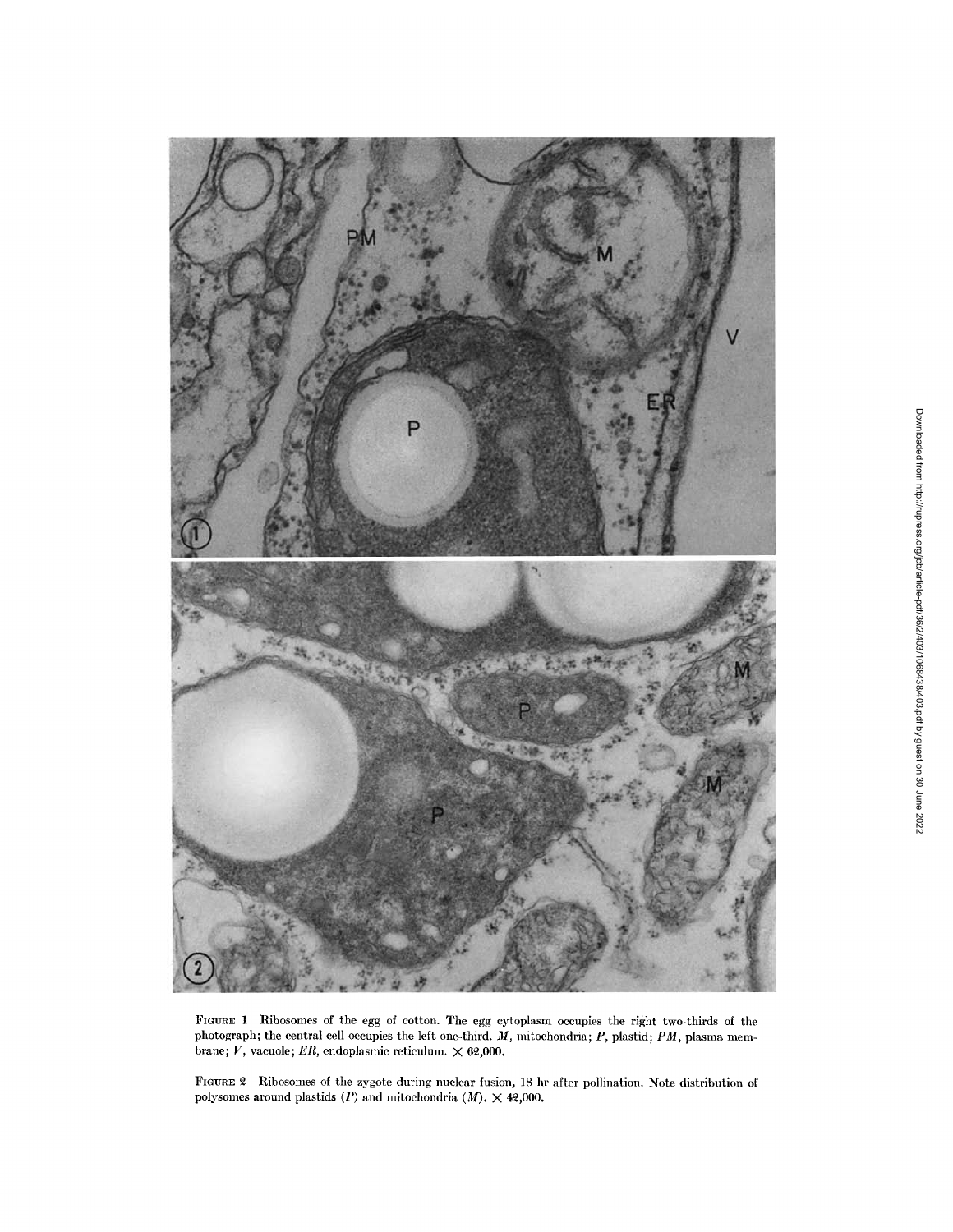FIGURE 1 Ribosomes of the egg of cotton. The egg cytoplasm occupies the right two-thirds of the photograph; the central cell occupies the left one-third. *M*, mitochondria; *P*, plastid; *PM*, plasma membrane; *V*, vacuole; *ER*, endoplasmic reticulum. × 62,000.

FIGURE 2 Ribosomes of the zygote during nuclear fusion, 18 hr after pollination. Note distribution of polysomes around plastids (*P*) and mitochondria (*M*). × 42,000.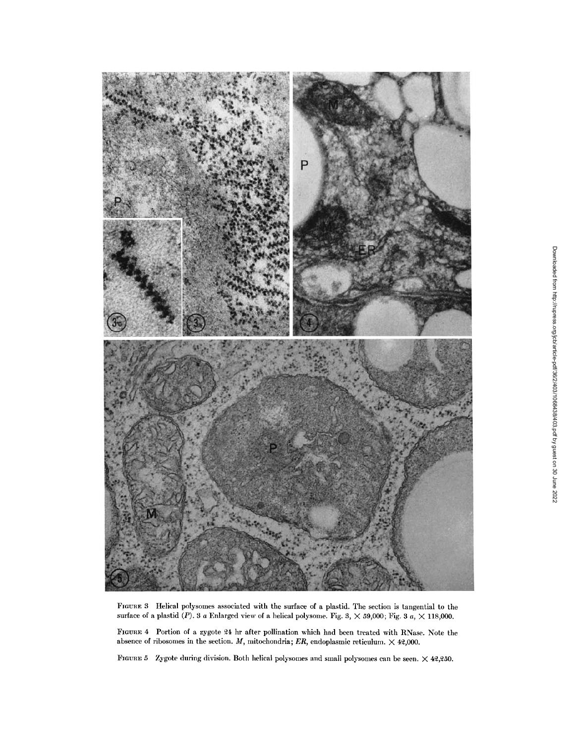FIGURE 3 Helical polysomes associated with the surface of a plastid. The section is tangential to the surface of a plastid (*P*). 3 *a* Enlarged view of a helical polysome. Fig. 3, $\times$ 59,000; Fig. 3 *a*, $\times$ 118,000.

FIGURE 4 Portion of a zygote 24 hr after pollination which had been treated with RNase. Note the absence of ribosomes in the section. *M*, mitochondria; *ER*, endoplasmic reticulum. $\times$ 42,000.

FIGURE 5 Zygote during division. Both helical polysomes and small polysomes can be seen. $\times$ 42,250.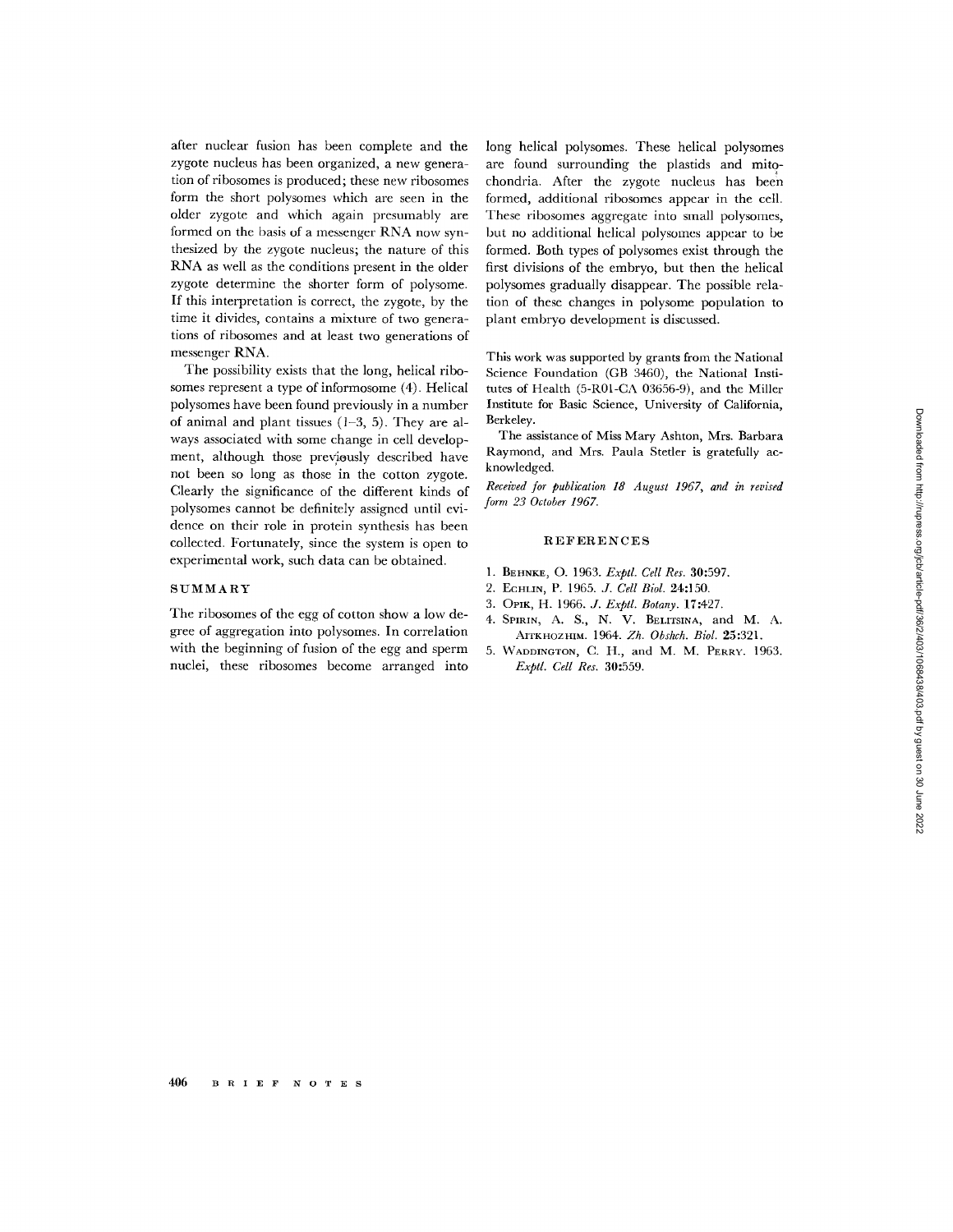after nuclear fusion has been complete and the zygote nucleus has been organized, a new generation of ribosomes is produced; these new ribosomes form the short polysomes which are seen in the older zygote and which again presumably are formed on the basis of a messenger RNA now synthesized by the zygote nucleus; the nature of this RNA as well as the conditions present in the older zygote determine the shorter form of polysome. If this interpretation is correct, the zygote, by the time it divides, contains a mixture of two generations of ribosomes and at least two generations of messenger RNA.

The possibility exists that the long, helical ribosomes represent a type of informosome (4). Helical polysomes have been found previously in a number of animal and plant tissues (1–3, 5). They are always associated with some change in cell development, although those previously described have not been so long as those in the cotton zygote. Clearly the significance of the different kinds of polysomes cannot be definitely assigned until evidence on their role in protein synthesis has been collected. Fortunately, since the system is open to experimental work, such data can be obtained.

## SUMMARY

The ribosomes of the egg of cotton show a low degree of aggregation into polysomes. In correlation with the beginning of fusion of the egg and sperm nuclei, these ribosomes become arranged into long helical polysomes. These helical polysomes are found surrounding the plastids and mitochondria. After the zygote nucleus has been formed, additional ribosomes appear in the cell. These ribosomes aggregate into small polysomes, but no additional helical polysomes appear to be formed. Both types of polysomes exist through the first divisions of the embryo, but then the helical polysomes gradually disappear. The possible relation of these changes in polysome population to plant embryo development is discussed.

This work was supported by grants from the National Science Foundation (GB 3460), the National Institutes of Health (5-R01-CA 03656-9), and the Miller Institute for Basic Science, University of California, Berkeley.

The assistance of Miss Mary Ashton, Mrs. Barbara Raymond, and Mrs. Paula Stetler is gratefully acknowledged.

*Received for publication 18 August 1967, and in revised form 23 October 1967.*

## REFERENCES

1. BEHNKE, O. 1963. *Exptl. Cell Res.* **30**:597.
2. ECHLIN, P. 1965. *J. Cell Biol.* **24**:150.
3. OPIK, H. 1966. *J. Exptl. Botany.* **17**:427.
4. SPIRIN, A. S., N. V. BELITSINA, and M. A. AITKHOZHIM. 1964. *Zh. Obshch. Biol.* **25**:321.
5. WADDINGTON, C. H., and M. M. PERRY. 1963. *Exptl. Cell Res.* **30**:559.